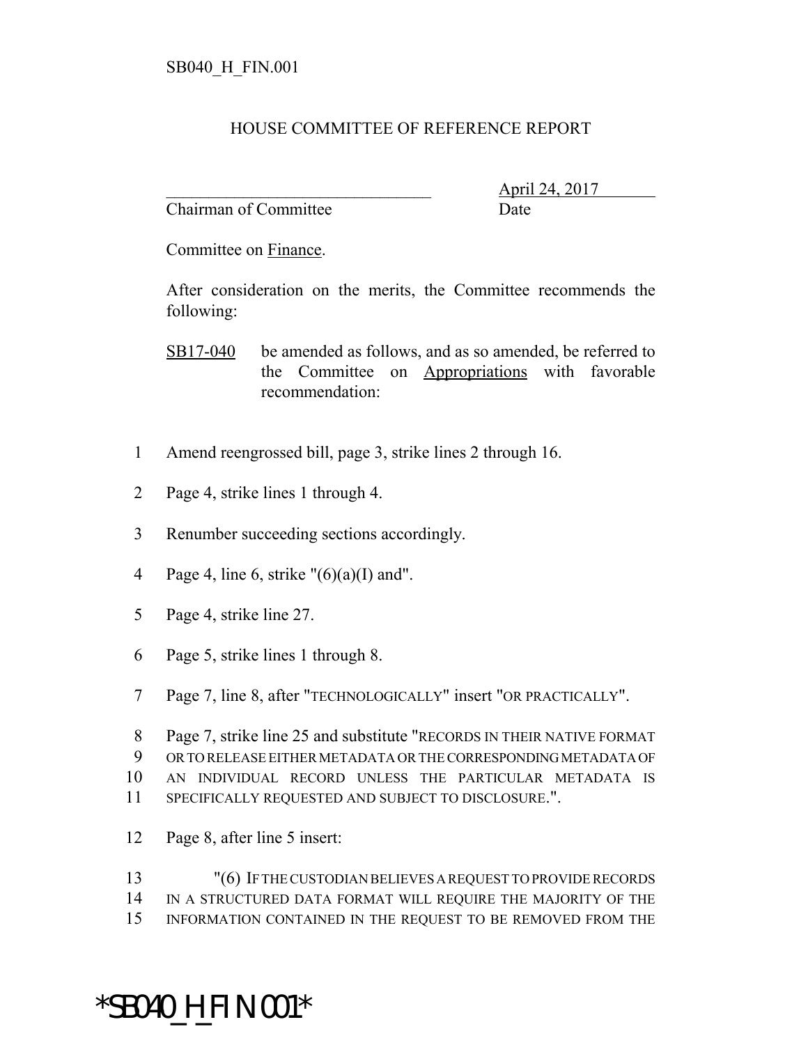SB040_H_FIN.001

# HOUSE COMMITTEE OF REFERENCE REPORT

_______________________________ April 24, 2017
Chairman of Committee Date

Committee on Finance.

After consideration on the merits, the Committee recommends the following:

SB17-040 be amended as follows, and as so amended, be referred to the Committee on Appropriations with favorable recommendation:

1 Amend reengrossed bill, page 3, strike lines 2 through 16.

2 Page 4, strike lines 1 through 4.

3 Renumber succeeding sections accordingly.

4 Page 4, line 6, strike "(6)(a)(I) and".

5 Page 4, strike line 27.

6 Page 5, strike lines 1 through 8.

7 Page 7, line 8, after "TECHNOLOGICALLY" insert "OR PRACTICALLY".

8 Page 7, strike line 25 and substitute "RECORDS IN THEIR NATIVE FORMAT
9 OR TO RELEASE EITHER METADATA OR THE CORRESPONDING METADATA OF
10 AN INDIVIDUAL RECORD UNLESS THE PARTICULAR METADATA IS
11 SPECIFICALLY REQUESTED AND SUBJECT TO DISCLOSURE.".

12 Page 8, after line 5 insert:

13 "(6) IF THE CUSTODIAN BELIEVES A REQUEST TO PROVIDE RECORDS
14 IN A STRUCTURED DATA FORMAT WILL REQUIRE THE MAJORITY OF THE
15 INFORMATION CONTAINED IN THE REQUEST TO BE REMOVED FROM THE

*SB040_H_FIN.001*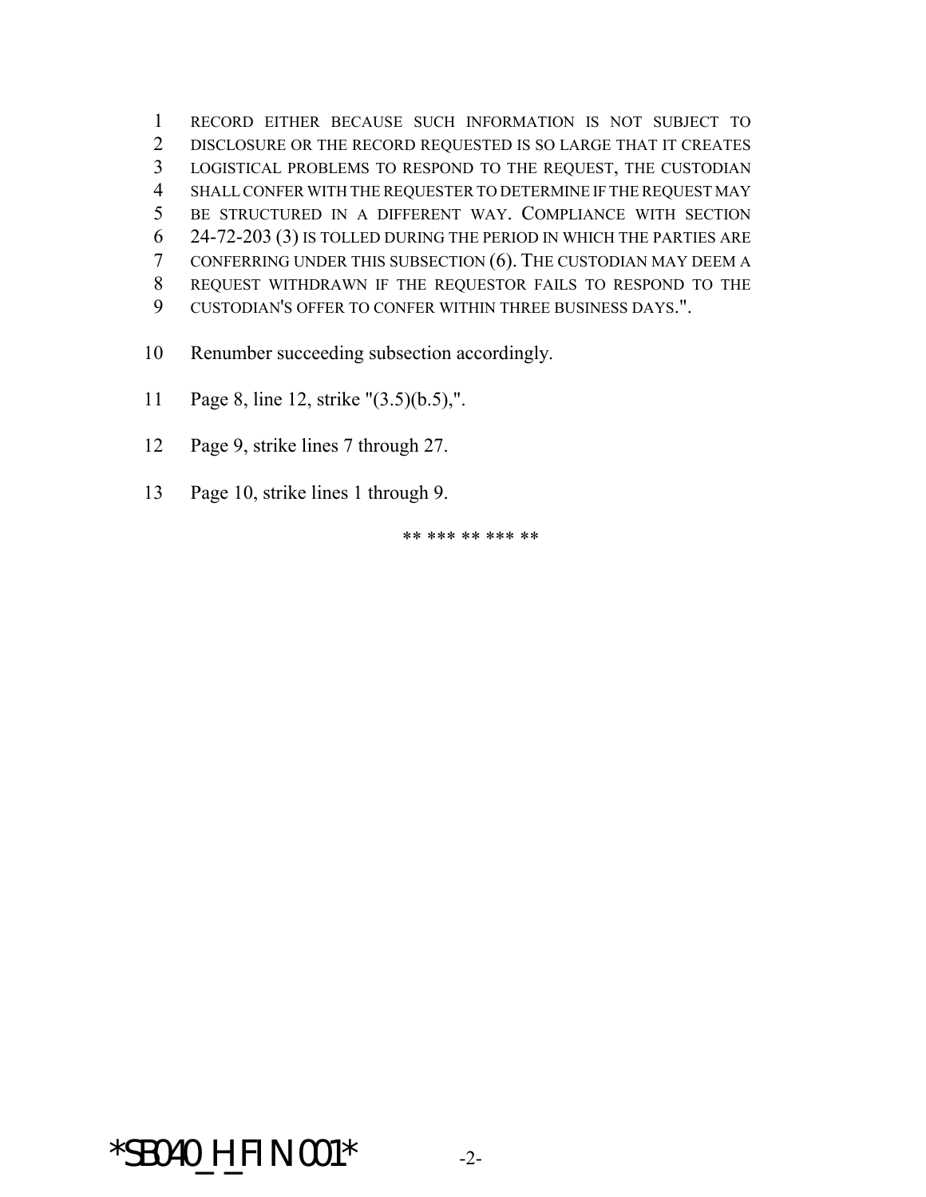RECORD EITHER BECAUSE SUCH INFORMATION IS NOT SUBJECT TO DISCLOSURE OR THE RECORD REQUESTED IS SO LARGE THAT IT CREATES LOGISTICAL PROBLEMS TO RESPOND TO THE REQUEST, THE CUSTODIAN SHALL CONFER WITH THE REQUESTER TO DETERMINE IF THE REQUEST MAY BE STRUCTURED IN A DIFFERENT WAY. COMPLIANCE WITH SECTION 24-72-203 (3) IS TOLLED DURING THE PERIOD IN WHICH THE PARTIES ARE CONFERRING UNDER THIS SUBSECTION (6). THE CUSTODIAN MAY DEEM A REQUEST WITHDRAWN IF THE REQUESTOR FAILS TO RESPOND TO THE CUSTODIAN'S OFFER TO CONFER WITHIN THREE BUSINESS DAYS.".

Renumber succeeding subsection accordingly.

Page 8, line 12, strike "(3.5)(b.5),".

Page 9, strike lines 7 through 27.

Page 10, strike lines 1 through 9.

** *** ** *** **

*SB040_H_FIN.001*